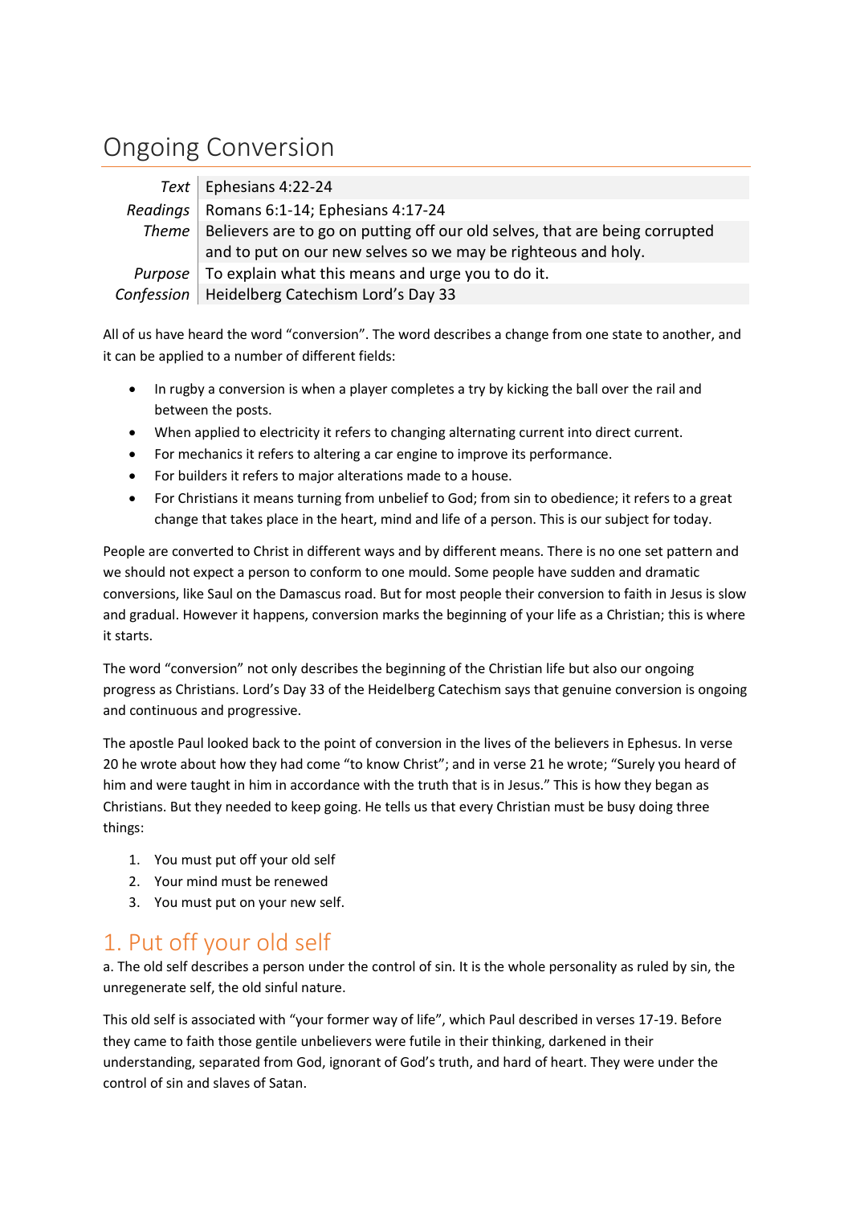# Ongoing Conversion

| | |
|---|---|
| *Text* | Ephesians 4:22-24 |
| *Readings* | Romans 6:1-14; Ephesians 4:17-24 |
| *Theme* | Believers are to go on putting off our old selves, that are being corrupted and to put on our new selves so we may be righteous and holy. |
| *Purpose* | To explain what this means and urge you to do it. |
| *Confession* | Heidelberg Catechism Lord's Day 33 |

All of us have heard the word "conversion". The word describes a change from one state to another, and it can be applied to a number of different fields:

- In rugby a conversion is when a player completes a try by kicking the ball over the rail and between the posts.
- When applied to electricity it refers to changing alternating current into direct current.
- For mechanics it refers to altering a car engine to improve its performance.
- For builders it refers to major alterations made to a house.
- For Christians it means turning from unbelief to God; from sin to obedience; it refers to a great change that takes place in the heart, mind and life of a person. This is our subject for today.

People are converted to Christ in different ways and by different means. There is no one set pattern and we should not expect a person to conform to one mould. Some people have sudden and dramatic conversions, like Saul on the Damascus road. But for most people their conversion to faith in Jesus is slow and gradual. However it happens, conversion marks the beginning of your life as a Christian; this is where it starts.

The word "conversion" not only describes the beginning of the Christian life but also our ongoing progress as Christians. Lord's Day 33 of the Heidelberg Catechism says that genuine conversion is ongoing and continuous and progressive.

The apostle Paul looked back to the point of conversion in the lives of the believers in Ephesus. In verse 20 he wrote about how they had come "to know Christ"; and in verse 21 he wrote; "Surely you heard of him and were taught in him in accordance with the truth that is in Jesus." This is how they began as Christians. But they needed to keep going. He tells us that every Christian must be busy doing three things:

1. You must put off your old self
2. Your mind must be renewed
3. You must put on your new self.

## 1. Put off your old self

a. The old self describes a person under the control of sin. It is the whole personality as ruled by sin, the unregenerate self, the old sinful nature.

This old self is associated with "your former way of life", which Paul described in verses 17-19. Before they came to faith those gentile unbelievers were futile in their thinking, darkened in their understanding, separated from God, ignorant of God's truth, and hard of heart. They were under the control of sin and slaves of Satan.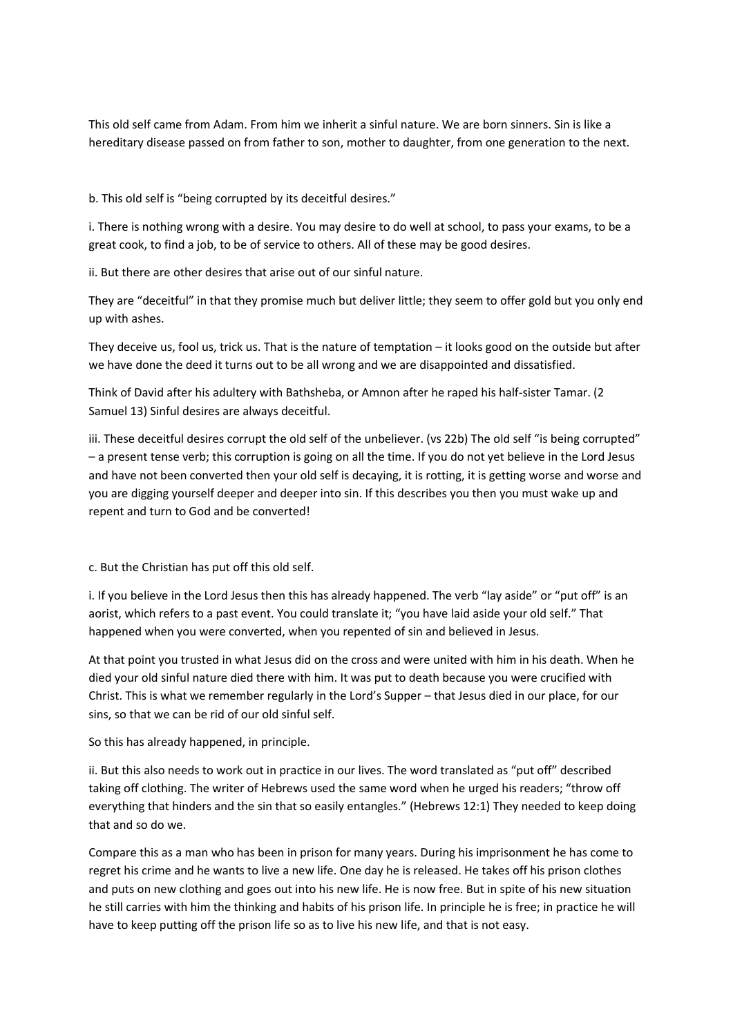This old self came from Adam. From him we inherit a sinful nature. We are born sinners. Sin is like a hereditary disease passed on from father to son, mother to daughter, from one generation to the next.

b. This old self is "being corrupted by its deceitful desires."

i. There is nothing wrong with a desire. You may desire to do well at school, to pass your exams, to be a great cook, to find a job, to be of service to others. All of these may be good desires.

ii. But there are other desires that arise out of our sinful nature.

They are "deceitful" in that they promise much but deliver little; they seem to offer gold but you only end up with ashes.

They deceive us, fool us, trick us. That is the nature of temptation – it looks good on the outside but after we have done the deed it turns out to be all wrong and we are disappointed and dissatisfied.

Think of David after his adultery with Bathsheba, or Amnon after he raped his half-sister Tamar. (2 Samuel 13) Sinful desires are always deceitful.

iii. These deceitful desires corrupt the old self of the unbeliever. (vs 22b) The old self "is being corrupted" – a present tense verb; this corruption is going on all the time. If you do not yet believe in the Lord Jesus and have not been converted then your old self is decaying, it is rotting, it is getting worse and worse and you are digging yourself deeper and deeper into sin. If this describes you then you must wake up and repent and turn to God and be converted!

c. But the Christian has put off this old self.

i. If you believe in the Lord Jesus then this has already happened. The verb "lay aside" or "put off" is an aorist, which refers to a past event. You could translate it; "you have laid aside your old self." That happened when you were converted, when you repented of sin and believed in Jesus.

At that point you trusted in what Jesus did on the cross and were united with him in his death. When he died your old sinful nature died there with him. It was put to death because you were crucified with Christ. This is what we remember regularly in the Lord's Supper – that Jesus died in our place, for our sins, so that we can be rid of our old sinful self.

So this has already happened, in principle.

ii. But this also needs to work out in practice in our lives. The word translated as "put off" described taking off clothing. The writer of Hebrews used the same word when he urged his readers; "throw off everything that hinders and the sin that so easily entangles." (Hebrews 12:1) They needed to keep doing that and so do we.

Compare this as a man who has been in prison for many years. During his imprisonment he has come to regret his crime and he wants to live a new life. One day he is released. He takes off his prison clothes and puts on new clothing and goes out into his new life. He is now free. But in spite of his new situation he still carries with him the thinking and habits of his prison life. In principle he is free; in practice he will have to keep putting off the prison life so as to live his new life, and that is not easy.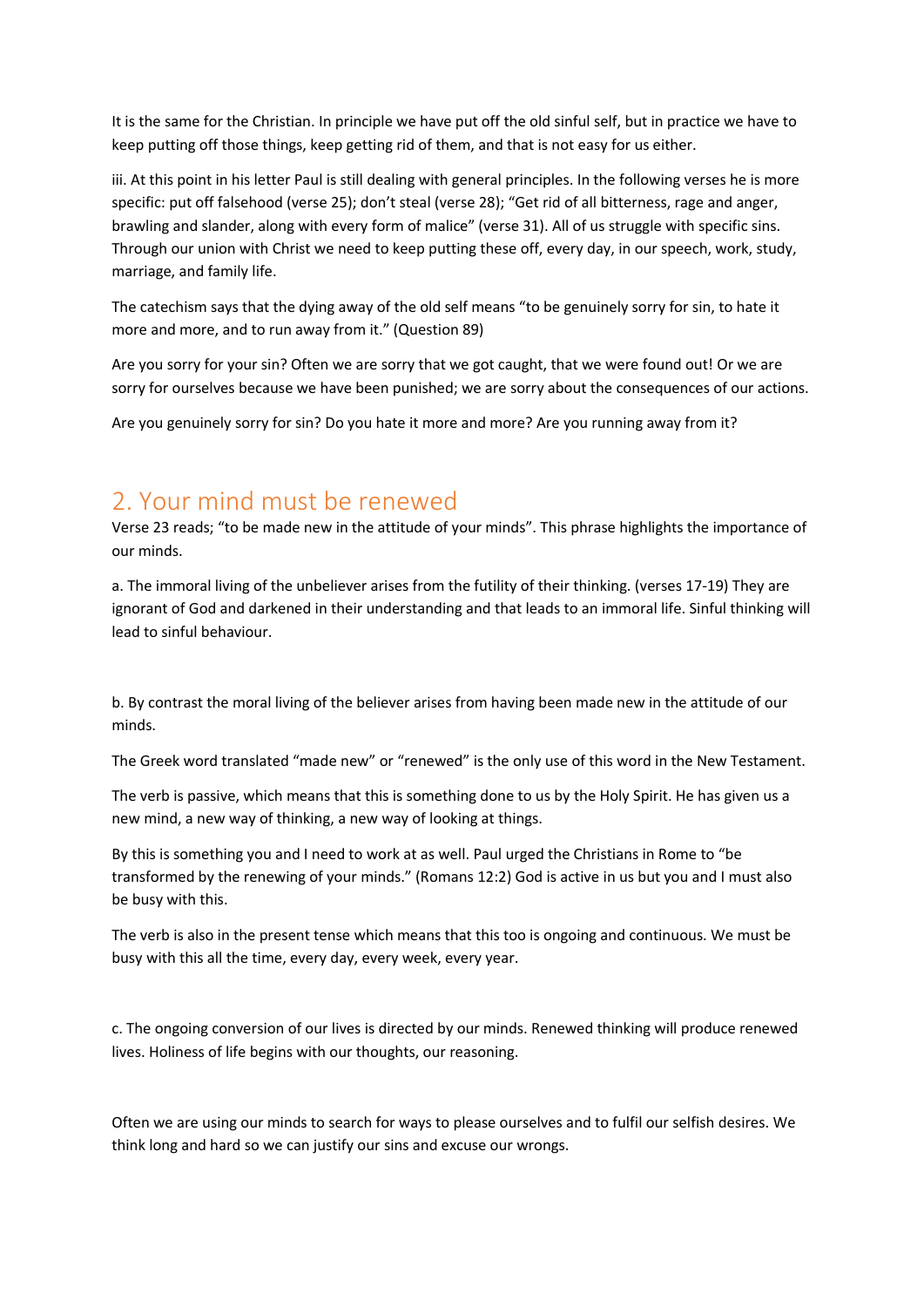It is the same for the Christian. In principle we have put off the old sinful self, but in practice we have to keep putting off those things, keep getting rid of them, and that is not easy for us either.

iii. At this point in his letter Paul is still dealing with general principles. In the following verses he is more specific: put off falsehood (verse 25); don't steal (verse 28); "Get rid of all bitterness, rage and anger, brawling and slander, along with every form of malice" (verse 31). All of us struggle with specific sins. Through our union with Christ we need to keep putting these off, every day, in our speech, work, study, marriage, and family life.

The catechism says that the dying away of the old self means "to be genuinely sorry for sin, to hate it more and more, and to run away from it." (Question 89)

Are you sorry for your sin? Often we are sorry that we got caught, that we were found out! Or we are sorry for ourselves because we have been punished; we are sorry about the consequences of our actions.

Are you genuinely sorry for sin? Do you hate it more and more? Are you running away from it?

## 2. Your mind must be renewed

Verse 23 reads; "to be made new in the attitude of your minds". This phrase highlights the importance of our minds.

a. The immoral living of the unbeliever arises from the futility of their thinking. (verses 17-19) They are ignorant of God and darkened in their understanding and that leads to an immoral life. Sinful thinking will lead to sinful behaviour.

b. By contrast the moral living of the believer arises from having been made new in the attitude of our minds.

The Greek word translated "made new" or "renewed" is the only use of this word in the New Testament.

The verb is passive, which means that this is something done to us by the Holy Spirit. He has given us a new mind, a new way of thinking, a new way of looking at things.

By this is something you and I need to work at as well. Paul urged the Christians in Rome to "be transformed by the renewing of your minds." (Romans 12:2) God is active in us but you and I must also be busy with this.

The verb is also in the present tense which means that this too is ongoing and continuous. We must be busy with this all the time, every day, every week, every year.

c. The ongoing conversion of our lives is directed by our minds. Renewed thinking will produce renewed lives. Holiness of life begins with our thoughts, our reasoning.

Often we are using our minds to search for ways to please ourselves and to fulfil our selfish desires. We think long and hard so we can justify our sins and excuse our wrongs.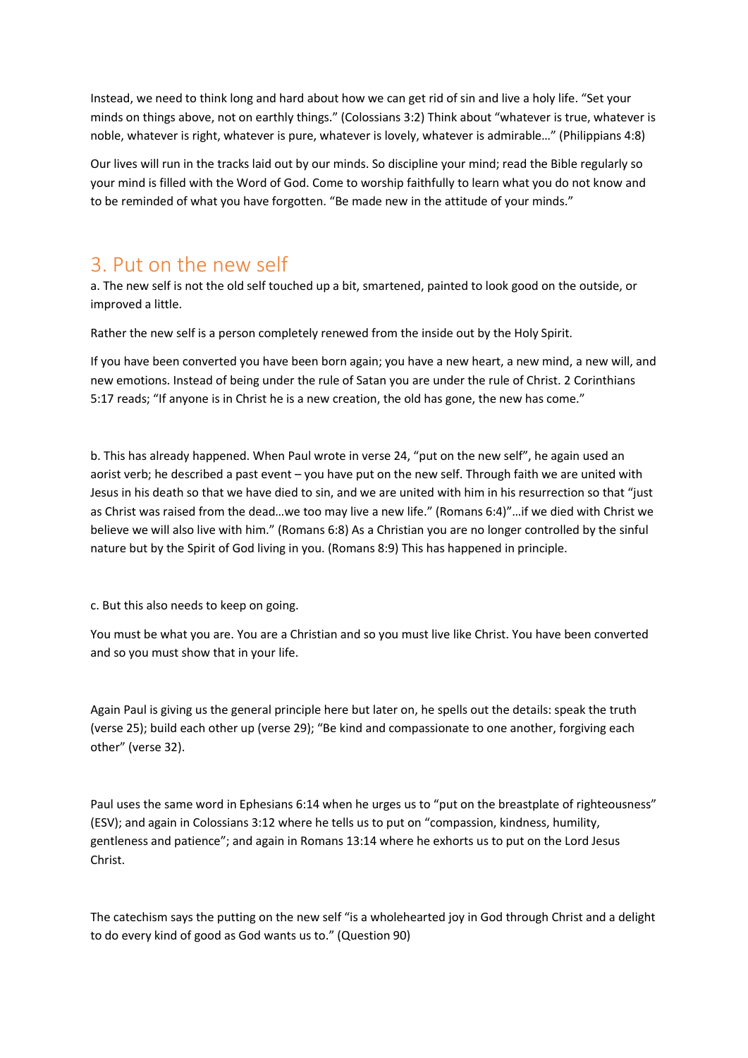Instead, we need to think long and hard about how we can get rid of sin and live a holy life. "Set your minds on things above, not on earthly things." (Colossians 3:2) Think about "whatever is true, whatever is noble, whatever is right, whatever is pure, whatever is lovely, whatever is admirable…" (Philippians 4:8)

Our lives will run in the tracks laid out by our minds. So discipline your mind; read the Bible regularly so your mind is filled with the Word of God. Come to worship faithfully to learn what you do not know and to be reminded of what you have forgotten. "Be made new in the attitude of your minds."

## 3. Put on the new self

a. The new self is not the old self touched up a bit, smartened, painted to look good on the outside, or improved a little.

Rather the new self is a person completely renewed from the inside out by the Holy Spirit.

If you have been converted you have been born again; you have a new heart, a new mind, a new will, and new emotions. Instead of being under the rule of Satan you are under the rule of Christ. 2 Corinthians 5:17 reads; "If anyone is in Christ he is a new creation, the old has gone, the new has come."

b. This has already happened. When Paul wrote in verse 24, "put on the new self", he again used an aorist verb; he described a past event – you have put on the new self. Through faith we are united with Jesus in his death so that we have died to sin, and we are united with him in his resurrection so that "just as Christ was raised from the dead…we too may live a new life." (Romans 6:4)"…if we died with Christ we believe we will also live with him." (Romans 6:8) As a Christian you are no longer controlled by the sinful nature but by the Spirit of God living in you. (Romans 8:9) This has happened in principle.

c. But this also needs to keep on going.

You must be what you are. You are a Christian and so you must live like Christ. You have been converted and so you must show that in your life.

Again Paul is giving us the general principle here but later on, he spells out the details: speak the truth (verse 25); build each other up (verse 29); "Be kind and compassionate to one another, forgiving each other" (verse 32).

Paul uses the same word in Ephesians 6:14 when he urges us to "put on the breastplate of righteousness" (ESV); and again in Colossians 3:12 where he tells us to put on "compassion, kindness, humility, gentleness and patience"; and again in Romans 13:14 where he exhorts us to put on the Lord Jesus Christ.

The catechism says the putting on the new self "is a wholehearted joy in God through Christ and a delight to do every kind of good as God wants us to." (Question 90)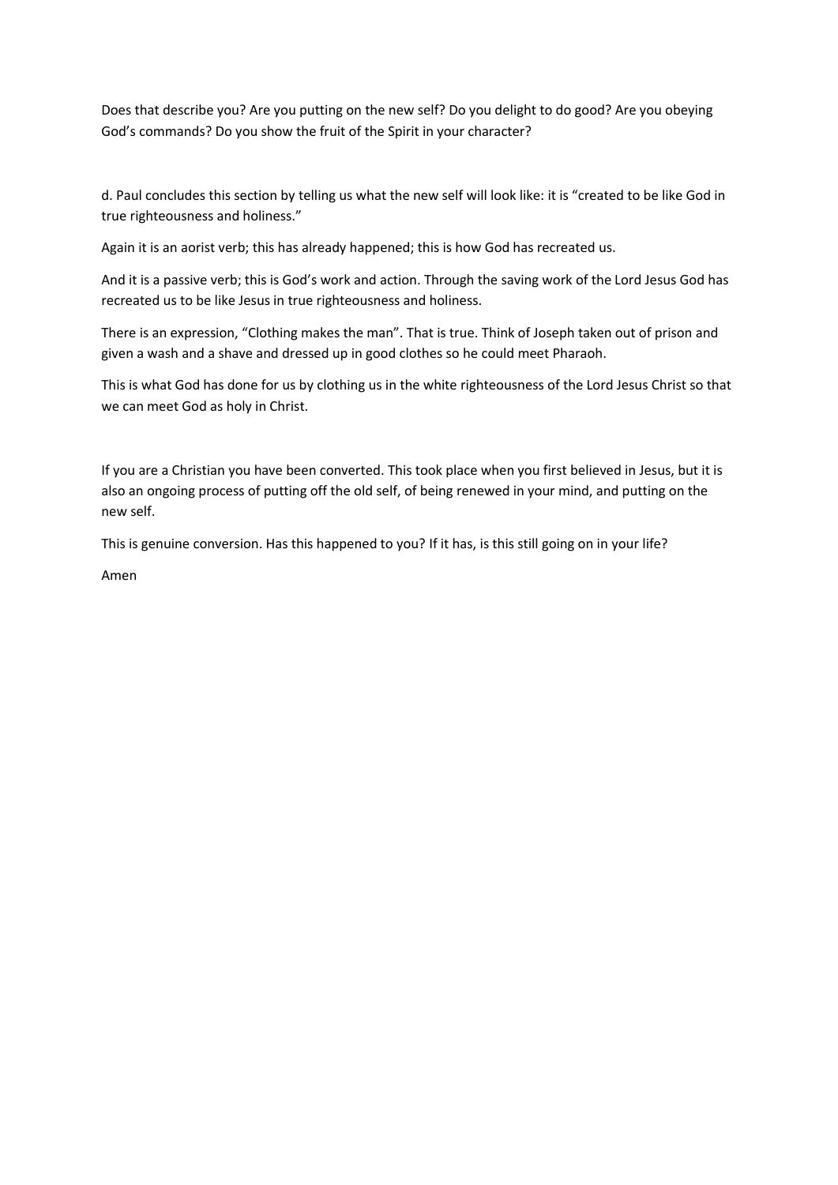Does that describe you? Are you putting on the new self? Do you delight to do good? Are you obeying God's commands? Do you show the fruit of the Spirit in your character?

d. Paul concludes this section by telling us what the new self will look like: it is "created to be like God in true righteousness and holiness."

Again it is an aorist verb; this has already happened; this is how God has recreated us.

And it is a passive verb; this is God's work and action. Through the saving work of the Lord Jesus God has recreated us to be like Jesus in true righteousness and holiness.

There is an expression, "Clothing makes the man". That is true. Think of Joseph taken out of prison and given a wash and a shave and dressed up in good clothes so he could meet Pharaoh.

This is what God has done for us by clothing us in the white righteousness of the Lord Jesus Christ so that we can meet God as holy in Christ.

If you are a Christian you have been converted. This took place when you first believed in Jesus, but it is also an ongoing process of putting off the old self, of being renewed in your mind, and putting on the new self.

This is genuine conversion. Has this happened to you? If it has, is this still going on in your life?

Amen